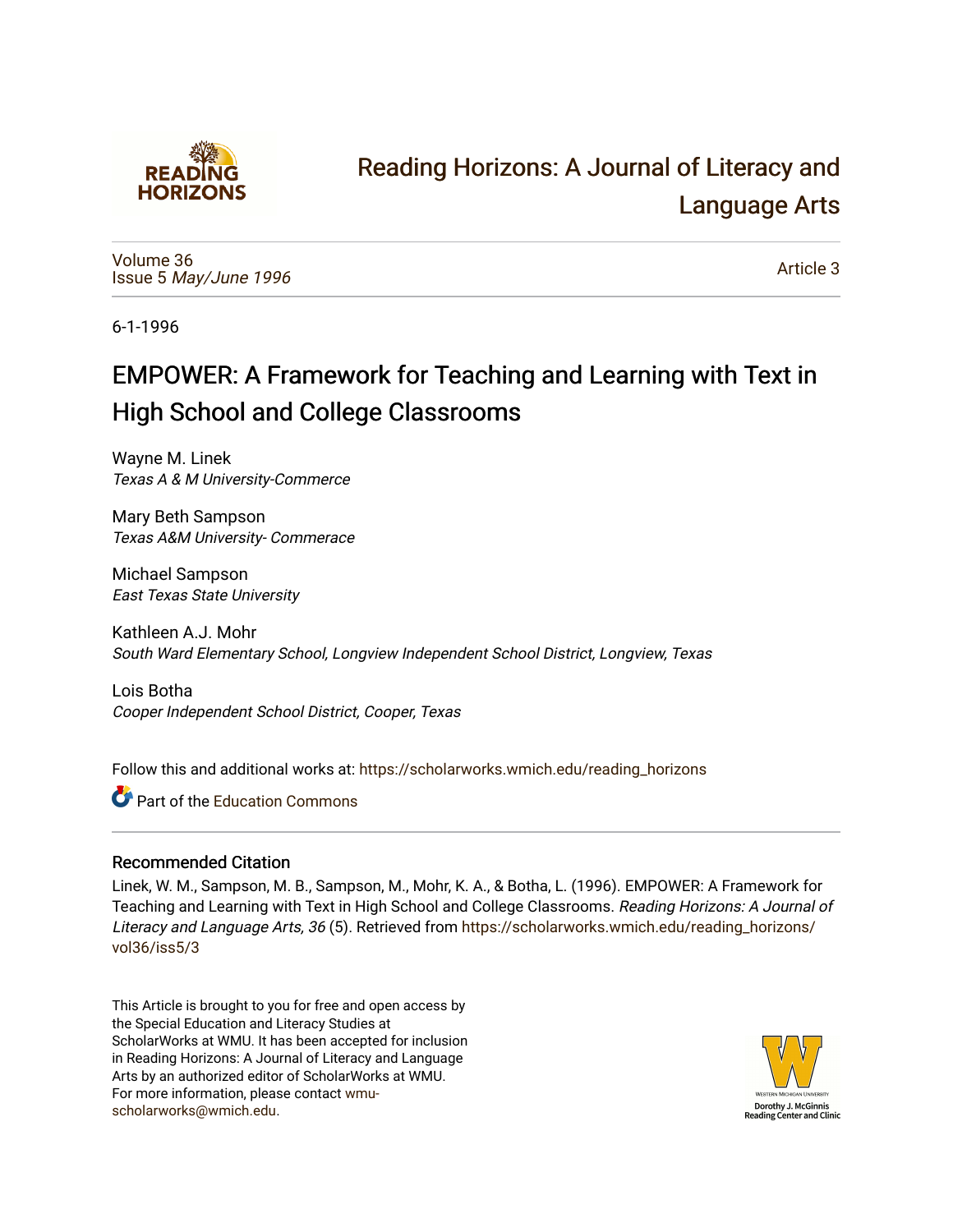# Reading Horizons: A Journal of Literacy and Language Arts

Volume 36
Issue 5 *May/June 1996*

Article 3

6-1-1996

## EMPOWER: A Framework for Teaching and Learning with Text in High School and College Classrooms

Wayne M. Linek
*Texas A & M University-Commerce*

Mary Beth Sampson
*Texas A&M University- Commerace*

Michael Sampson
*East Texas State University*

Kathleen A.J. Mohr
*South Ward Elementary School, Longview Independent School District, Longview, Texas*

Lois Botha
*Cooper Independent School District, Cooper, Texas*

Follow this and additional works at: https://scholarworks.wmich.edu/reading_horizons

Part of the Education Commons

### Recommended Citation

Linek, W. M., Sampson, M. B., Sampson, M., Mohr, K. A., & Botha, L. (1996). EMPOWER: A Framework for Teaching and Learning with Text in High School and College Classrooms. *Reading Horizons: A Journal of Literacy and Language Arts, 36* (5). Retrieved from https://scholarworks.wmich.edu/reading_horizons/vol36/iss5/3

This Article is brought to you for free and open access by the Special Education and Literacy Studies at ScholarWorks at WMU. It has been accepted for inclusion in Reading Horizons: A Journal of Literacy and Language Arts by an authorized editor of ScholarWorks at WMU. For more information, please contact wmu-scholarworks@wmich.edu.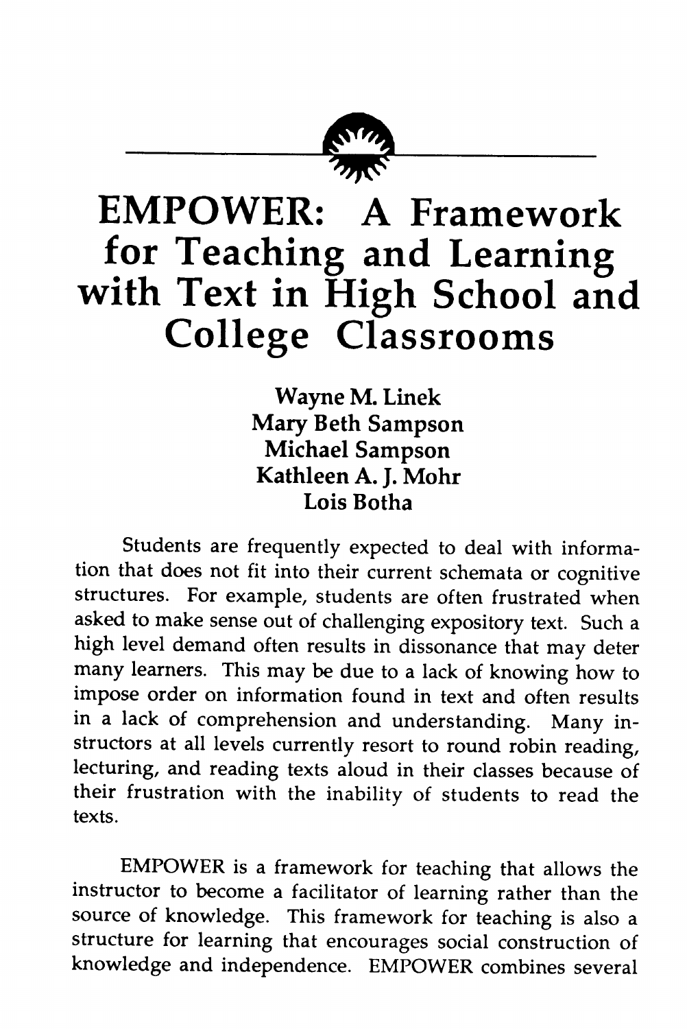# EMPOWER: A Framework for Teaching and Learning with Text in High School and College Classrooms

**Wayne M. Linek**
**Mary Beth Sampson**
**Michael Sampson**
**Kathleen A. J. Mohr**
**Lois Botha**

Students are frequently expected to deal with information that does not fit into their current schemata or cognitive structures. For example, students are often frustrated when asked to make sense out of challenging expository text. Such a high level demand often results in dissonance that may deter many learners. This may be due to a lack of knowing how to impose order on information found in text and often results in a lack of comprehension and understanding. Many instructors at all levels currently resort to round robin reading, lecturing, and reading texts aloud in their classes because of their frustration with the inability of students to read the texts.

EMPOWER is a framework for teaching that allows the instructor to become a facilitator of learning rather than the source of knowledge. This framework for teaching is also a structure for learning that encourages social construction of knowledge and independence. EMPOWER combines several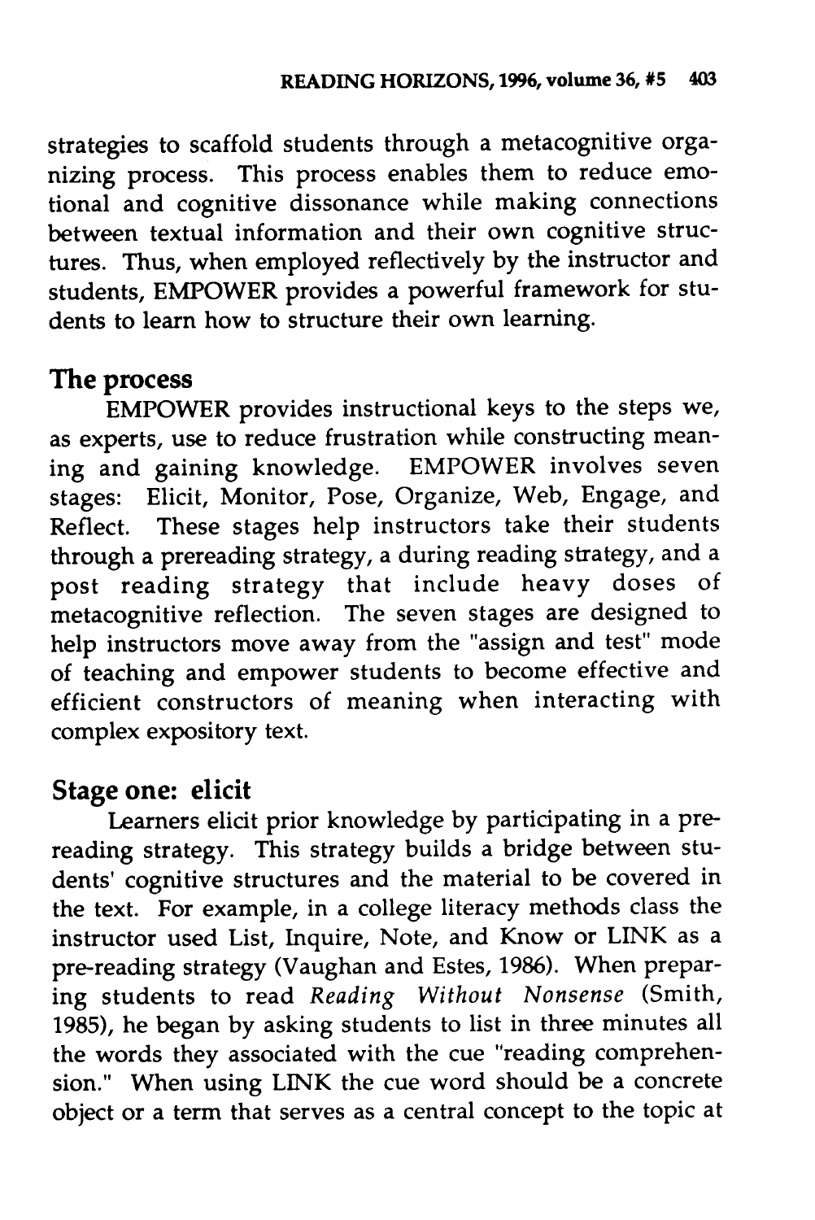strategies to scaffold students through a metacognitive organizing process. This process enables them to reduce emotional and cognitive dissonance while making connections between textual information and their own cognitive structures. Thus, when employed reflectively by the instructor and students, EMPOWER provides a powerful framework for students to learn how to structure their own learning.

## The process

EMPOWER provides instructional keys to the steps we, as experts, use to reduce frustration while constructing meaning and gaining knowledge. EMPOWER involves seven stages: Elicit, Monitor, Pose, Organize, Web, Engage, and Reflect. These stages help instructors take their students through a prereading strategy, a during reading strategy, and a post reading strategy that include heavy doses of metacognitive reflection. The seven stages are designed to help instructors move away from the "assign and test" mode of teaching and empower students to become effective and efficient constructors of meaning when interacting with complex expository text.

## Stage one: elicit

Learners elicit prior knowledge by participating in a prereading strategy. This strategy builds a bridge between students' cognitive structures and the material to be covered in the text. For example, in a college literacy methods class the instructor used List, Inquire, Note, and Know or LINK as a pre-reading strategy (Vaughan and Estes, 1986). When preparing students to read *Reading Without Nonsense* (Smith, 1985), he began by asking students to list in three minutes all the words they associated with the cue "reading comprehension." When using LINK the cue word should be a concrete object or a term that serves as a central concept to the topic at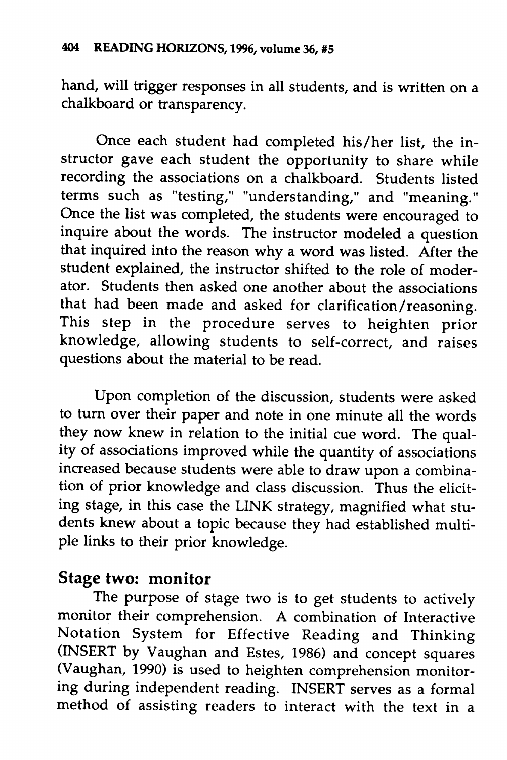hand, will trigger responses in all students, and is written on a chalkboard or transparency.

Once each student had completed his/her list, the instructor gave each student the opportunity to share while recording the associations on a chalkboard. Students listed terms such as "testing," "understanding," and "meaning." Once the list was completed, the students were encouraged to inquire about the words. The instructor modeled a question that inquired into the reason why a word was listed. After the student explained, the instructor shifted to the role of moderator. Students then asked one another about the associations that had been made and asked for clarification/reasoning. This step in the procedure serves to heighten prior knowledge, allowing students to self-correct, and raises questions about the material to be read.

Upon completion of the discussion, students were asked to turn over their paper and note in one minute all the words they now knew in relation to the initial cue word. The quality of associations improved while the quantity of associations increased because students were able to draw upon a combination of prior knowledge and class discussion. Thus the eliciting stage, in this case the LINK strategy, magnified what students knew about a topic because they had established multiple links to their prior knowledge.

## Stage two: monitor

The purpose of stage two is to get students to actively monitor their comprehension. A combination of Interactive Notation System for Effective Reading and Thinking (INSERT by Vaughan and Estes, 1986) and concept squares (Vaughan, 1990) is used to heighten comprehension monitoring during independent reading. INSERT serves as a formal method of assisting readers to interact with the text in a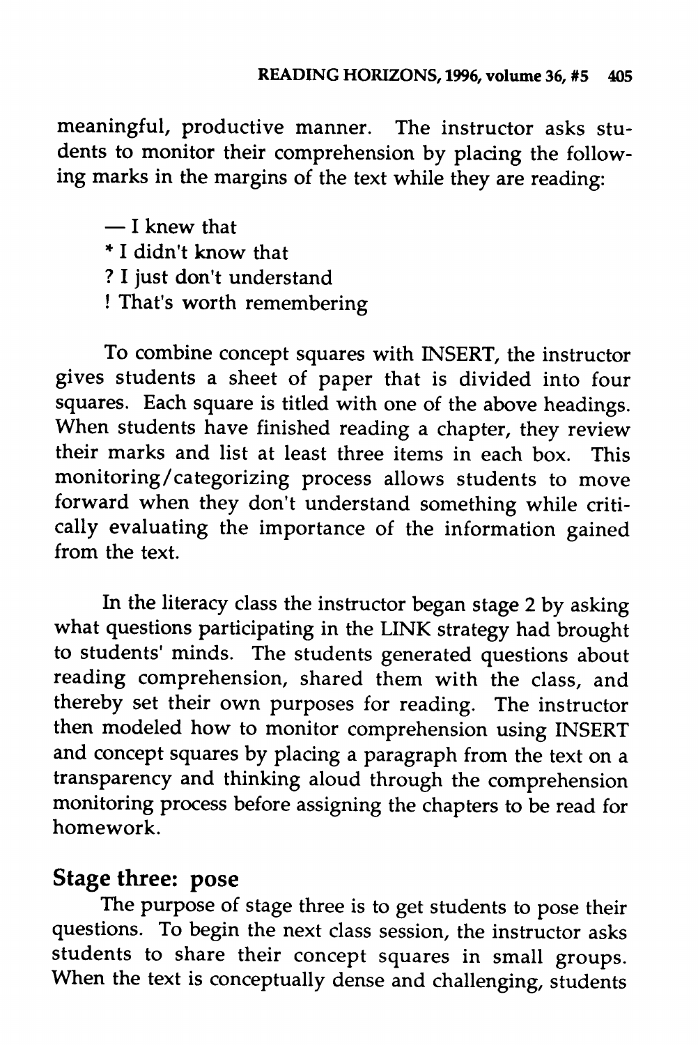meaningful, productive manner. The instructor asks students to monitor their comprehension by placing the following marks in the margins of the text while they are reading:

— I knew that
* I didn't know that
? I just don't understand
! That's worth remembering

To combine concept squares with INSERT, the instructor gives students a sheet of paper that is divided into four squares. Each square is titled with one of the above headings. When students have finished reading a chapter, they review their marks and list at least three items in each box. This monitoring/categorizing process allows students to move forward when they don't understand something while critically evaluating the importance of the information gained from the text.

In the literacy class the instructor began stage 2 by asking what questions participating in the LINK strategy had brought to students' minds. The students generated questions about reading comprehension, shared them with the class, and thereby set their own purposes for reading. The instructor then modeled how to monitor comprehension using INSERT and concept squares by placing a paragraph from the text on a transparency and thinking aloud through the comprehension monitoring process before assigning the chapters to be read for homework.

## Stage three: pose

The purpose of stage three is to get students to pose their questions. To begin the next class session, the instructor asks students to share their concept squares in small groups. When the text is conceptually dense and challenging, students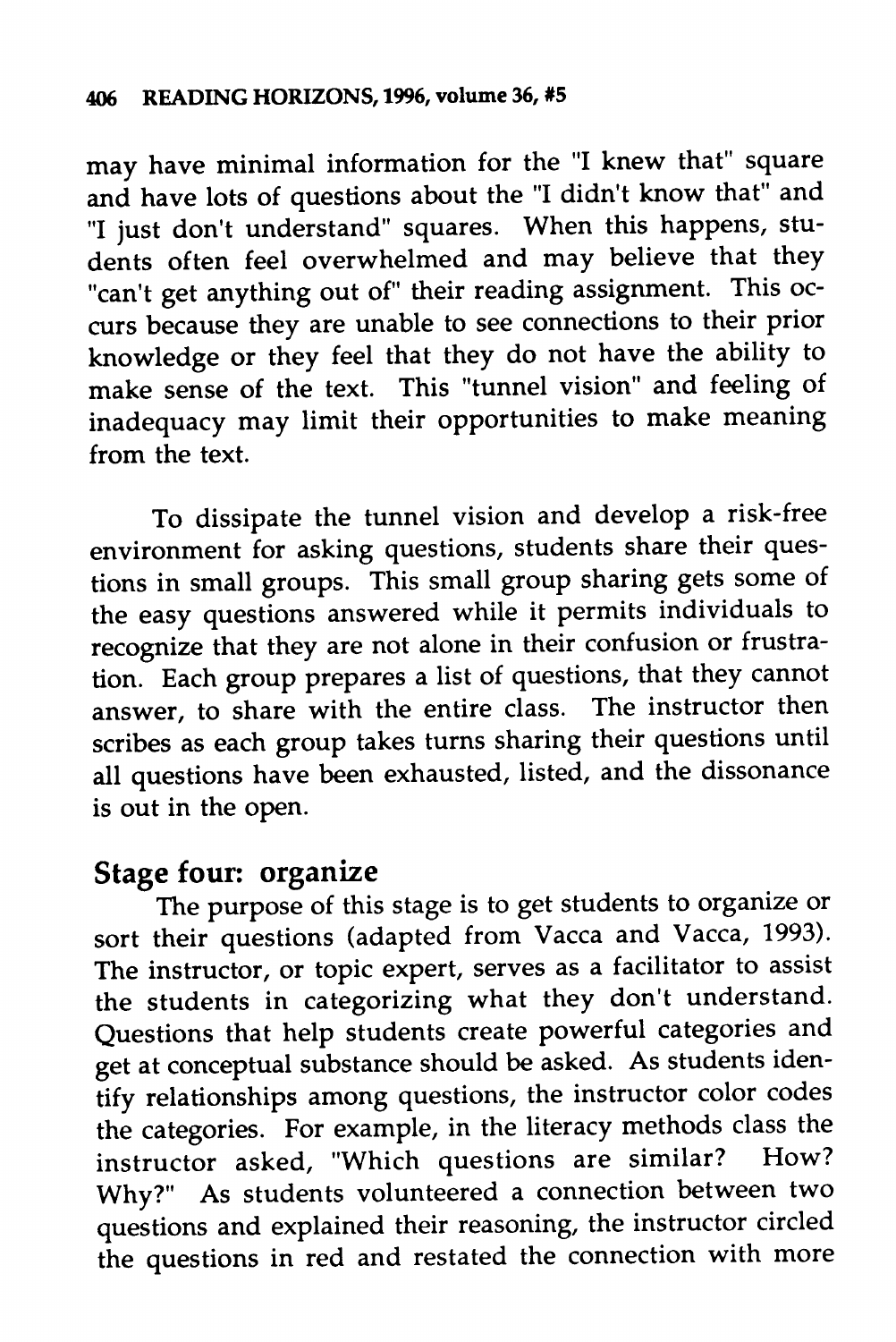may have minimal information for the "I knew that" square and have lots of questions about the "I didn't know that" and "I just don't understand" squares. When this happens, students often feel overwhelmed and may believe that they "can't get anything out of" their reading assignment. This occurs because they are unable to see connections to their prior knowledge or they feel that they do not have the ability to make sense of the text. This "tunnel vision" and feeling of inadequacy may limit their opportunities to make meaning from the text.

To dissipate the tunnel vision and develop a risk-free environment for asking questions, students share their questions in small groups. This small group sharing gets some of the easy questions answered while it permits individuals to recognize that they are not alone in their confusion or frustration. Each group prepares a list of questions, that they cannot answer, to share with the entire class. The instructor then scribes as each group takes turns sharing their questions until all questions have been exhausted, listed, and the dissonance is out in the open.

## Stage four: organize

The purpose of this stage is to get students to organize or sort their questions (adapted from Vacca and Vacca, 1993). The instructor, or topic expert, serves as a facilitator to assist the students in categorizing what they don't understand. Questions that help students create powerful categories and get at conceptual substance should be asked. As students identify relationships among questions, the instructor color codes the categories. For example, in the literacy methods class the instructor asked, "Which questions are similar? How? Why?" As students volunteered a connection between two questions and explained their reasoning, the instructor circled the questions in red and restated the connection with more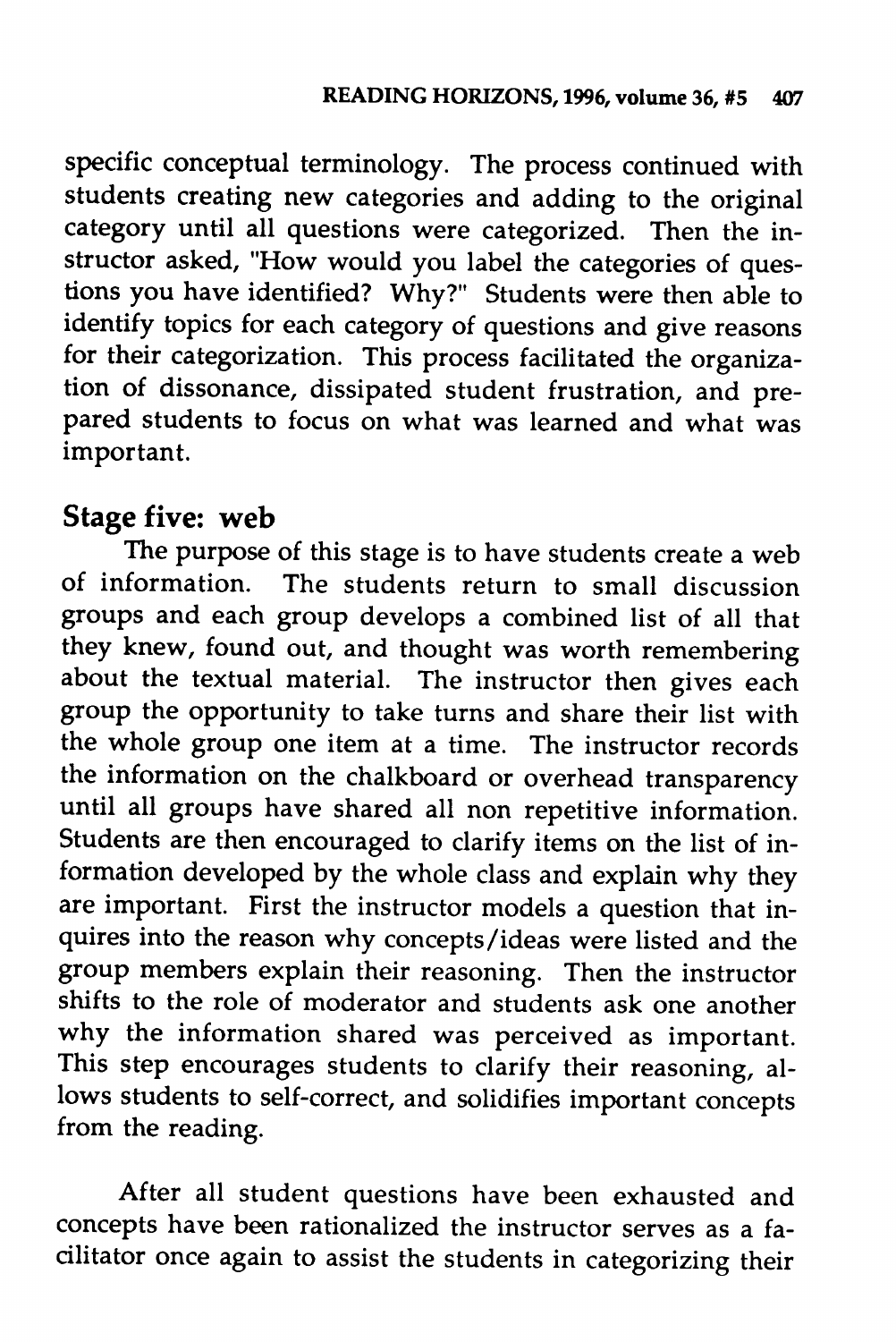specific conceptual terminology. The process continued with students creating new categories and adding to the original category until all questions were categorized. Then the instructor asked, "How would you label the categories of questions you have identified? Why?" Students were then able to identify topics for each category of questions and give reasons for their categorization. This process facilitated the organization of dissonance, dissipated student frustration, and prepared students to focus on what was learned and what was important.

## Stage five: web

The purpose of this stage is to have students create a web of information. The students return to small discussion groups and each group develops a combined list of all that they knew, found out, and thought was worth remembering about the textual material. The instructor then gives each group the opportunity to take turns and share their list with the whole group one item at a time. The instructor records the information on the chalkboard or overhead transparency until all groups have shared all non repetitive information. Students are then encouraged to clarify items on the list of information developed by the whole class and explain why they are important. First the instructor models a question that inquires into the reason why concepts/ideas were listed and the group members explain their reasoning. Then the instructor shifts to the role of moderator and students ask one another why the information shared was perceived as important. This step encourages students to clarify their reasoning, allows students to self-correct, and solidifies important concepts from the reading.

After all student questions have been exhausted and concepts have been rationalized the instructor serves as a facilitator once again to assist the students in categorizing their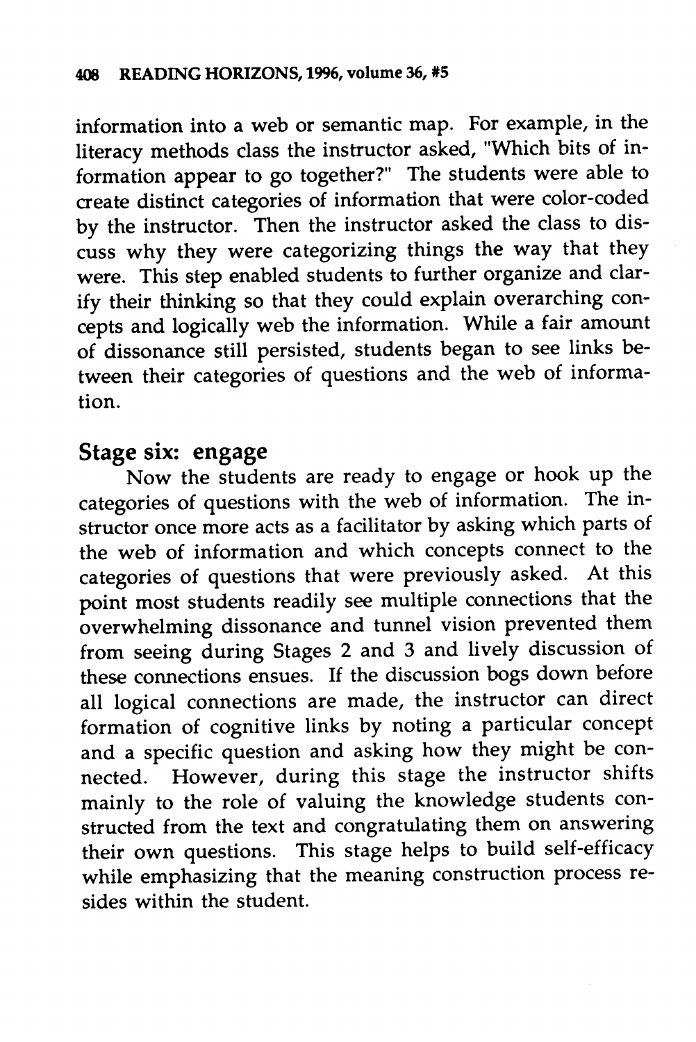information into a web or semantic map. For example, in the literacy methods class the instructor asked, "Which bits of information appear to go together?" The students were able to create distinct categories of information that were color-coded by the instructor. Then the instructor asked the class to discuss why they were categorizing things the way that they were. This step enabled students to further organize and clarify their thinking so that they could explain overarching concepts and logically web the information. While a fair amount of dissonance still persisted, students began to see links between their categories of questions and the web of information.

## Stage six: engage

Now the students are ready to engage or hook up the categories of questions with the web of information. The instructor once more acts as a facilitator by asking which parts of the web of information and which concepts connect to the categories of questions that were previously asked. At this point most students readily see multiple connections that the overwhelming dissonance and tunnel vision prevented them from seeing during Stages 2 and 3 and lively discussion of these connections ensues. If the discussion bogs down before all logical connections are made, the instructor can direct formation of cognitive links by noting a particular concept and a specific question and asking how they might be connected. However, during this stage the instructor shifts mainly to the role of valuing the knowledge students constructed from the text and congratulating them on answering their own questions. This stage helps to build self-efficacy while emphasizing that the meaning construction process resides within the student.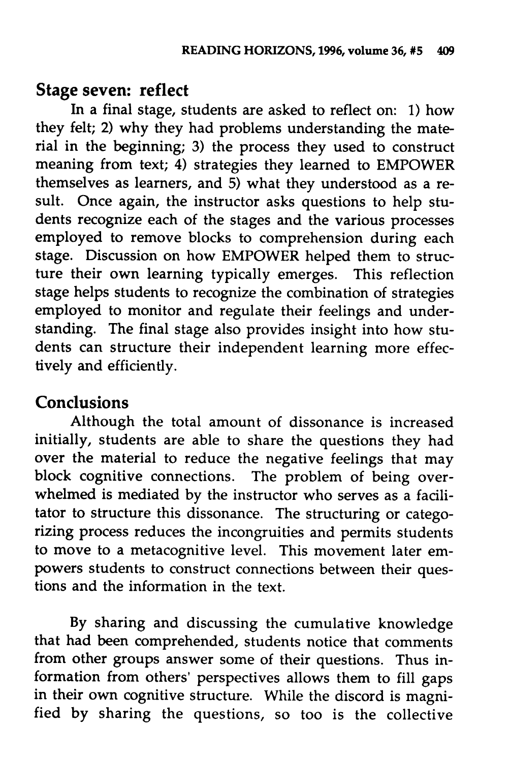## Stage seven: reflect

In a final stage, students are asked to reflect on: 1) how they felt; 2) why they had problems understanding the material in the beginning; 3) the process they used to construct meaning from text; 4) strategies they learned to EMPOWER themselves as learners, and 5) what they understood as a result. Once again, the instructor asks questions to help students recognize each of the stages and the various processes employed to remove blocks to comprehension during each stage. Discussion on how EMPOWER helped them to structure their own learning typically emerges. This reflection stage helps students to recognize the combination of strategies employed to monitor and regulate their feelings and understanding. The final stage also provides insight into how students can structure their independent learning more effectively and efficiently.

## Conclusions

Although the total amount of dissonance is increased initially, students are able to share the questions they had over the material to reduce the negative feelings that may block cognitive connections. The problem of being overwhelmed is mediated by the instructor who serves as a facilitator to structure this dissonance. The structuring or categorizing process reduces the incongruities and permits students to move to a metacognitive level. This movement later empowers students to construct connections between their questions and the information in the text.

By sharing and discussing the cumulative knowledge that had been comprehended, students notice that comments from other groups answer some of their questions. Thus information from others' perspectives allows them to fill gaps in their own cognitive structure. While the discord is magnified by sharing the questions, so too is the collective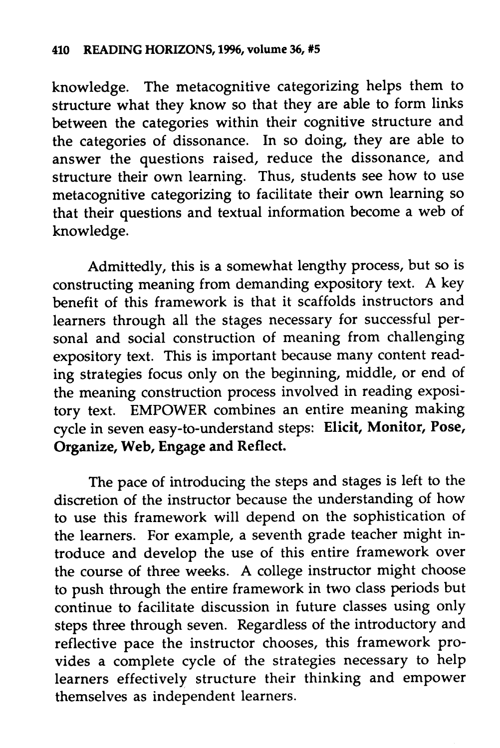knowledge. The metacognitive categorizing helps them to structure what they know so that they are able to form links between the categories within their cognitive structure and the categories of dissonance. In so doing, they are able to answer the questions raised, reduce the dissonance, and structure their own learning. Thus, students see how to use metacognitive categorizing to facilitate their own learning so that their questions and textual information become a web of knowledge.

Admittedly, this is a somewhat lengthy process, but so is constructing meaning from demanding expository text. A key benefit of this framework is that it scaffolds instructors and learners through all the stages necessary for successful personal and social construction of meaning from challenging expository text. This is important because many content reading strategies focus only on the beginning, middle, or end of the meaning construction process involved in reading expository text. EMPOWER combines an entire meaning making cycle in seven easy-to-understand steps: **Elicit, Monitor, Pose, Organize, Web, Engage and Reflect.**

The pace of introducing the steps and stages is left to the discretion of the instructor because the understanding of how to use this framework will depend on the sophistication of the learners. For example, a seventh grade teacher might introduce and develop the use of this entire framework over the course of three weeks. A college instructor might choose to push through the entire framework in two class periods but continue to facilitate discussion in future classes using only steps three through seven. Regardless of the introductory and reflective pace the instructor chooses, this framework provides a complete cycle of the strategies necessary to help learners effectively structure their thinking and empower themselves as independent learners.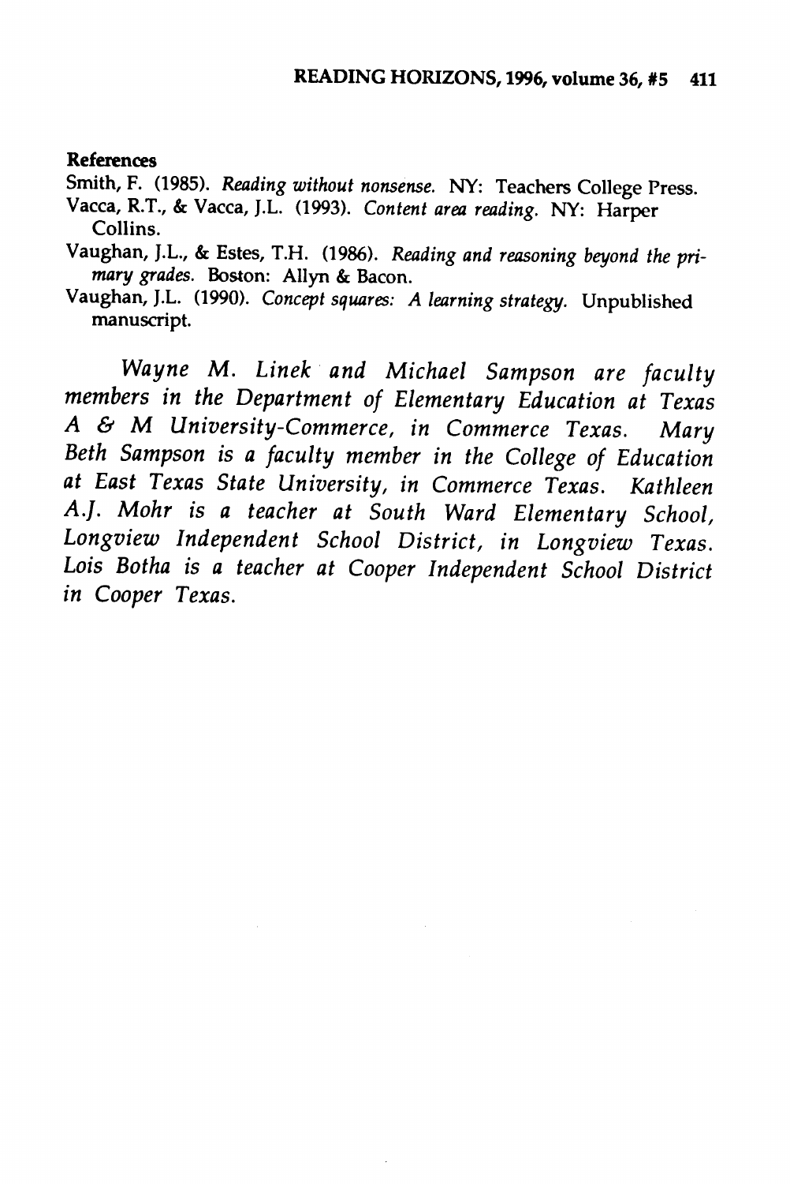**References**

Smith, F. (1985). *Reading without nonsense.* NY: Teachers College Press.

Vacca, R.T., & Vacca, J.L. (1993). *Content area reading.* NY: Harper Collins.

Vaughan, J.L., & Estes, T.H. (1986). *Reading and reasoning beyond the primary grades.* Boston: Allyn & Bacon.

Vaughan, J.L. (1990). *Concept squares: A learning strategy.* Unpublished manuscript.

*Wayne M. Linek and Michael Sampson are faculty members in the Department of Elementary Education at Texas A & M University-Commerce, in Commerce Texas. Mary Beth Sampson is a faculty member in the College of Education at East Texas State University, in Commerce Texas. Kathleen A.J. Mohr is a teacher at South Ward Elementary School, Longview Independent School District, in Longview Texas. Lois Botha is a teacher at Cooper Independent School District in Cooper Texas.*